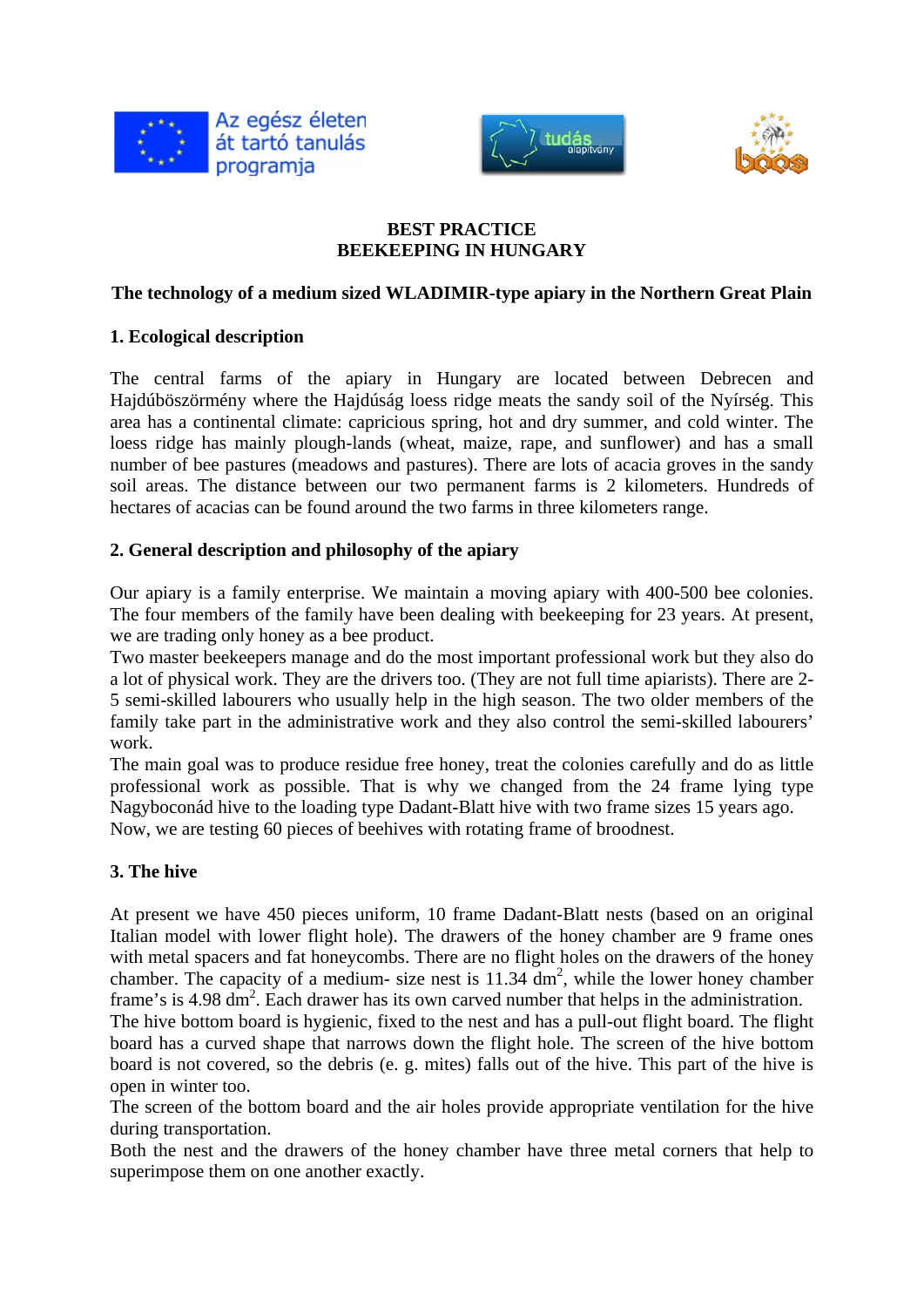Az egész életen át tartó tanulás programja

tudás alapítvány

boos

**BEST PRACTICE**
**BEEKEEPING IN HUNGARY**

**The technology of a medium sized WLADIMIR-type apiary in the Northern Great Plain**

## 1. Ecological description

The central farms of the apiary in Hungary are located between Debrecen and Hajdúböszörmény where the Hajdúság loess ridge meats the sandy soil of the Nyírség. This area has a continental climate: capricious spring, hot and dry summer, and cold winter. The loess ridge has mainly plough-lands (wheat, maize, rape, and sunflower) and has a small number of bee pastures (meadows and pastures). There are lots of acacia groves in the sandy soil areas. The distance between our two permanent farms is 2 kilometers. Hundreds of hectares of acacias can be found around the two farms in three kilometers range.

## 2. General description and philosophy of the apiary

Our apiary is a family enterprise. We maintain a moving apiary with 400-500 bee colonies. The four members of the family have been dealing with beekeeping for 23 years. At present, we are trading only honey as a bee product.
Two master beekeepers manage and do the most important professional work but they also do a lot of physical work. They are the drivers too. (They are not full time apiarists). There are 2-5 semi-skilled labourers who usually help in the high season. The two older members of the family take part in the administrative work and they also control the semi-skilled labourers' work.
The main goal was to produce residue free honey, treat the colonies carefully and do as little professional work as possible. That is why we changed from the 24 frame lying type Nagyboconád hive to the loading type Dadant-Blatt hive with two frame sizes 15 years ago.
Now, we are testing 60 pieces of beehives with rotating frame of broodnest.

## 3. The hive

At present we have 450 pieces uniform, 10 frame Dadant-Blatt nests (based on an original Italian model with lower flight hole). The drawers of the honey chamber are 9 frame ones with metal spacers and fat honeycombs. There are no flight holes on the drawers of the honey chamber. The capacity of a medium- size nest is 11.34 $dm^2$, while the lower honey chamber frame's is 4.98 $dm^2$. Each drawer has its own carved number that helps in the administration.
The hive bottom board is hygienic, fixed to the nest and has a pull-out flight board. The flight board has a curved shape that narrows down the flight hole. The screen of the hive bottom board is not covered, so the debris (e. g. mites) falls out of the hive. This part of the hive is open in winter too.
The screen of the bottom board and the air holes provide appropriate ventilation for the hive during transportation.
Both the nest and the drawers of the honey chamber have three metal corners that help to superimpose them on one another exactly.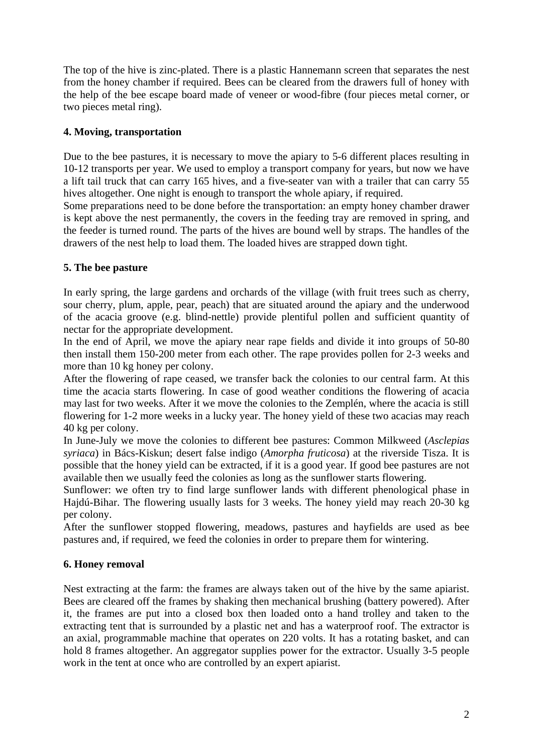The top of the hive is zinc-plated. There is a plastic Hannemann screen that separates the nest from the honey chamber if required. Bees can be cleared from the drawers full of honey with the help of the bee escape board made of veneer or wood-fibre (four pieces metal corner, or two pieces metal ring).

### 4. Moving, transportation

Due to the bee pastures, it is necessary to move the apiary to 5-6 different places resulting in 10-12 transports per year. We used to employ a transport company for years, but now we have a lift tail truck that can carry 165 hives, and a five-seater van with a trailer that can carry 55 hives altogether. One night is enough to transport the whole apiary, if required.

Some preparations need to be done before the transportation: an empty honey chamber drawer is kept above the nest permanently, the covers in the feeding tray are removed in spring, and the feeder is turned round. The parts of the hives are bound well by straps. The handles of the drawers of the nest help to load them. The loaded hives are strapped down tight.

### 5. The bee pasture

In early spring, the large gardens and orchards of the village (with fruit trees such as cherry, sour cherry, plum, apple, pear, peach) that are situated around the apiary and the underwood of the acacia groove (e.g. blind-nettle) provide plentiful pollen and sufficient quantity of nectar for the appropriate development.

In the end of April, we move the apiary near rape fields and divide it into groups of 50-80 then install them 150-200 meter from each other. The rape provides pollen for 2-3 weeks and more than 10 kg honey per colony.

After the flowering of rape ceased, we transfer back the colonies to our central farm. At this time the acacia starts flowering. In case of good weather conditions the flowering of acacia may last for two weeks. After it we move the colonies to the Zemplén, where the acacia is still flowering for 1-2 more weeks in a lucky year. The honey yield of these two acacias may reach 40 kg per colony.

In June-July we move the colonies to different bee pastures: Common Milkweed (*Asclepias syriaca*) in Bács-Kiskun; desert false indigo (*Amorpha fruticosa*) at the riverside Tisza. It is possible that the honey yield can be extracted, if it is a good year. If good bee pastures are not available then we usually feed the colonies as long as the sunflower starts flowering.

Sunflower: we often try to find large sunflower lands with different phenological phase in Hajdú-Bihar. The flowering usually lasts for 3 weeks. The honey yield may reach 20-30 kg per colony.

After the sunflower stopped flowering, meadows, pastures and hayfields are used as bee pastures and, if required, we feed the colonies in order to prepare them for wintering.

### 6. Honey removal

Nest extracting at the farm: the frames are always taken out of the hive by the same apiarist. Bees are cleared off the frames by shaking then mechanical brushing (battery powered). After it, the frames are put into a closed box then loaded onto a hand trolley and taken to the extracting tent that is surrounded by a plastic net and has a waterproof roof. The extractor is an axial, programmable machine that operates on 220 volts. It has a rotating basket, and can hold 8 frames altogether. An aggregator supplies power for the extractor. Usually 3-5 people work in the tent at once who are controlled by an expert apiarist.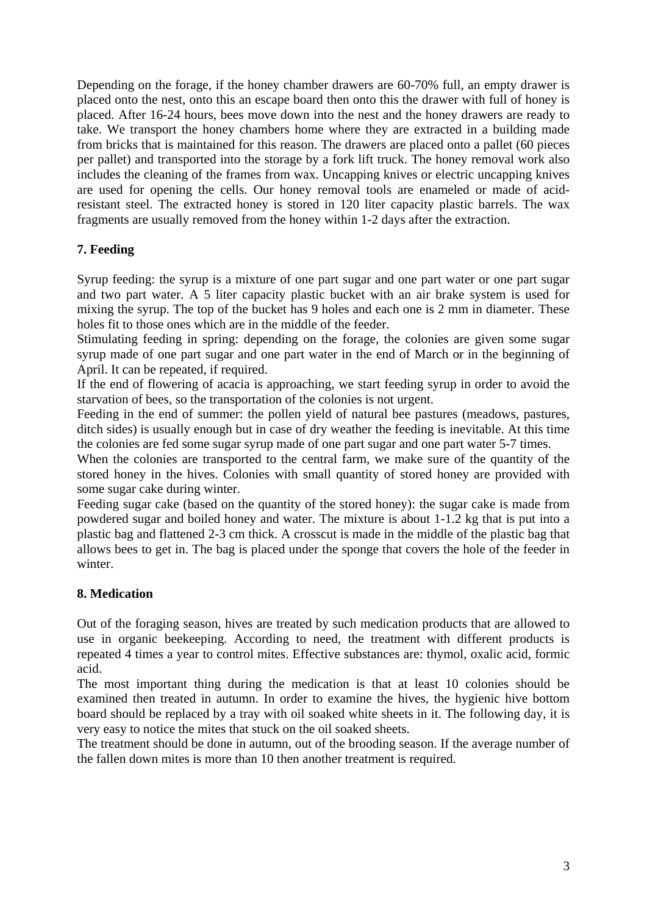Depending on the forage, if the honey chamber drawers are 60-70% full, an empty drawer is placed onto the nest, onto this an escape board then onto this the drawer with full of honey is placed. After 16-24 hours, bees move down into the nest and the honey drawers are ready to take. We transport the honey chambers home where they are extracted in a building made from bricks that is maintained for this reason. The drawers are placed onto a pallet (60 pieces per pallet) and transported into the storage by a fork lift truck. The honey removal work also includes the cleaning of the frames from wax. Uncapping knives or electric uncapping knives are used for opening the cells. Our honey removal tools are enameled or made of acid-resistant steel. The extracted honey is stored in 120 liter capacity plastic barrels. The wax fragments are usually removed from the honey within 1-2 days after the extraction.

## 7. Feeding

Syrup feeding: the syrup is a mixture of one part sugar and one part water or one part sugar and two part water. A 5 liter capacity plastic bucket with an air brake system is used for mixing the syrup. The top of the bucket has 9 holes and each one is 2 mm in diameter. These holes fit to those ones which are in the middle of the feeder.

Stimulating feeding in spring: depending on the forage, the colonies are given some sugar syrup made of one part sugar and one part water in the end of March or in the beginning of April. It can be repeated, if required.

If the end of flowering of acacia is approaching, we start feeding syrup in order to avoid the starvation of bees, so the transportation of the colonies is not urgent.

Feeding in the end of summer: the pollen yield of natural bee pastures (meadows, pastures, ditch sides) is usually enough but in case of dry weather the feeding is inevitable. At this time the colonies are fed some sugar syrup made of one part sugar and one part water 5-7 times.

When the colonies are transported to the central farm, we make sure of the quantity of the stored honey in the hives. Colonies with small quantity of stored honey are provided with some sugar cake during winter.

Feeding sugar cake (based on the quantity of the stored honey): the sugar cake is made from powdered sugar and boiled honey and water. The mixture is about 1-1.2 kg that is put into a plastic bag and flattened 2-3 cm thick. A crosscut is made in the middle of the plastic bag that allows bees to get in. The bag is placed under the sponge that covers the hole of the feeder in winter.

## 8. Medication

Out of the foraging season, hives are treated by such medication products that are allowed to use in organic beekeeping. According to need, the treatment with different products is repeated 4 times a year to control mites. Effective substances are: thymol, oxalic acid, formic acid.

The most important thing during the medication is that at least 10 colonies should be examined then treated in autumn. In order to examine the hives, the hygienic hive bottom board should be replaced by a tray with oil soaked white sheets in it. The following day, it is very easy to notice the mites that stuck on the oil soaked sheets.

The treatment should be done in autumn, out of the brooding season. If the average number of the fallen down mites is more than 10 then another treatment is required.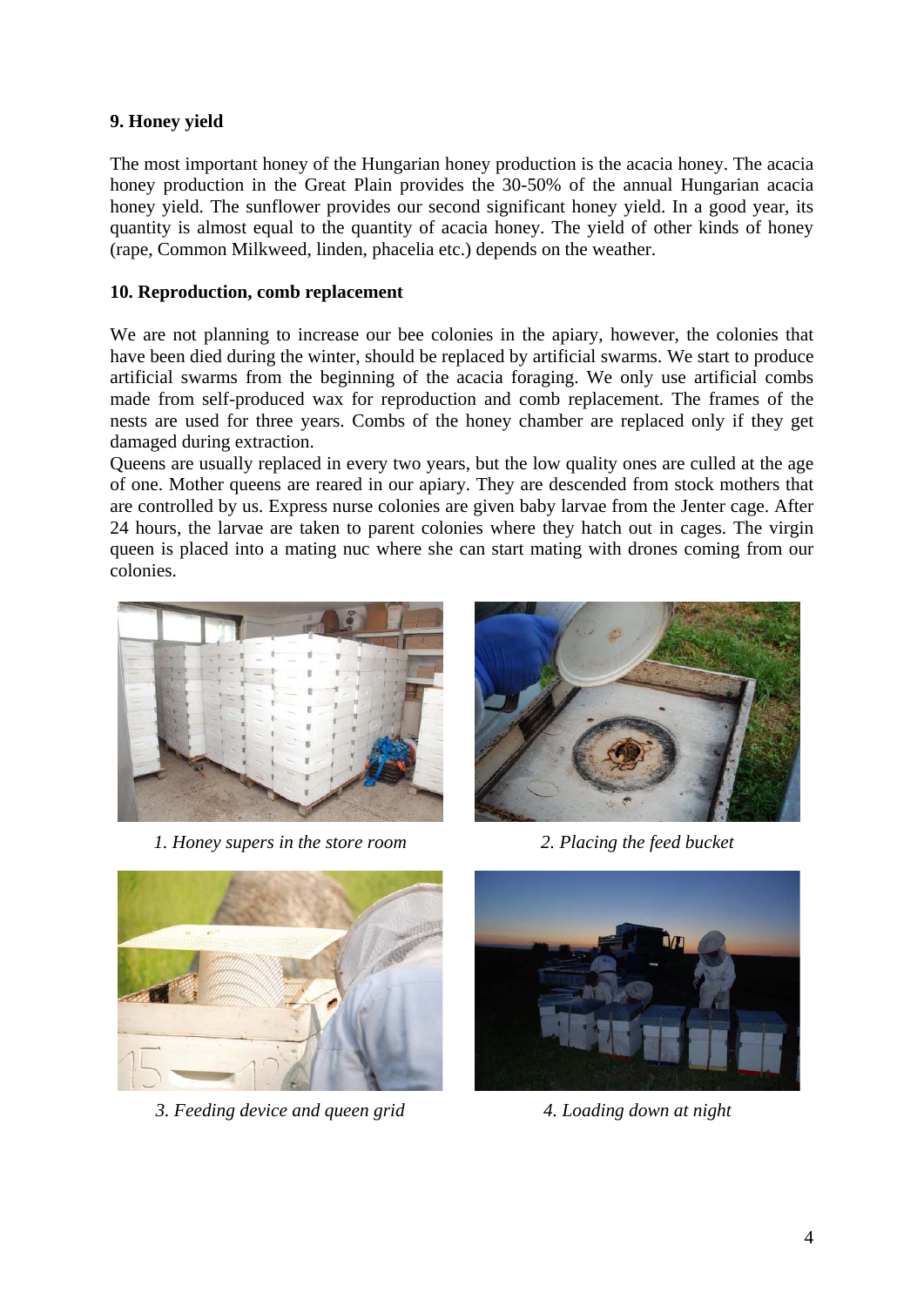**9. Honey yield**

The most important honey of the Hungarian honey production is the acacia honey. The acacia honey production in the Great Plain provides the 30-50% of the annual Hungarian acacia honey yield. The sunflower provides our second significant honey yield. In a good year, its quantity is almost equal to the quantity of acacia honey. The yield of other kinds of honey (rape, Common Milkweed, linden, phacelia etc.) depends on the weather.

**10. Reproduction, comb replacement**

We are not planning to increase our bee colonies in the apiary, however, the colonies that have been died during the winter, should be replaced by artificial swarms. We start to produce artificial swarms from the beginning of the acacia foraging. We only use artificial combs made from self-produced wax for reproduction and comb replacement. The frames of the nests are used for three years. Combs of the honey chamber are replaced only if they get damaged during extraction.

Queens are usually replaced in every two years, but the low quality ones are culled at the age of one. Mother queens are reared in our apiary. They are descended from stock mothers that are controlled by us. Express nurse colonies are given baby larvae from the Jenter cage. After 24 hours, the larvae are taken to parent colonies where they hatch out in cages. The virgin queen is placed into a mating nuc where she can start mating with drones coming from our colonies.

*1. Honey supers in the store room*

*2. Placing the feed bucket*

*3. Feeding device and queen grid*

*4. Loading down at night*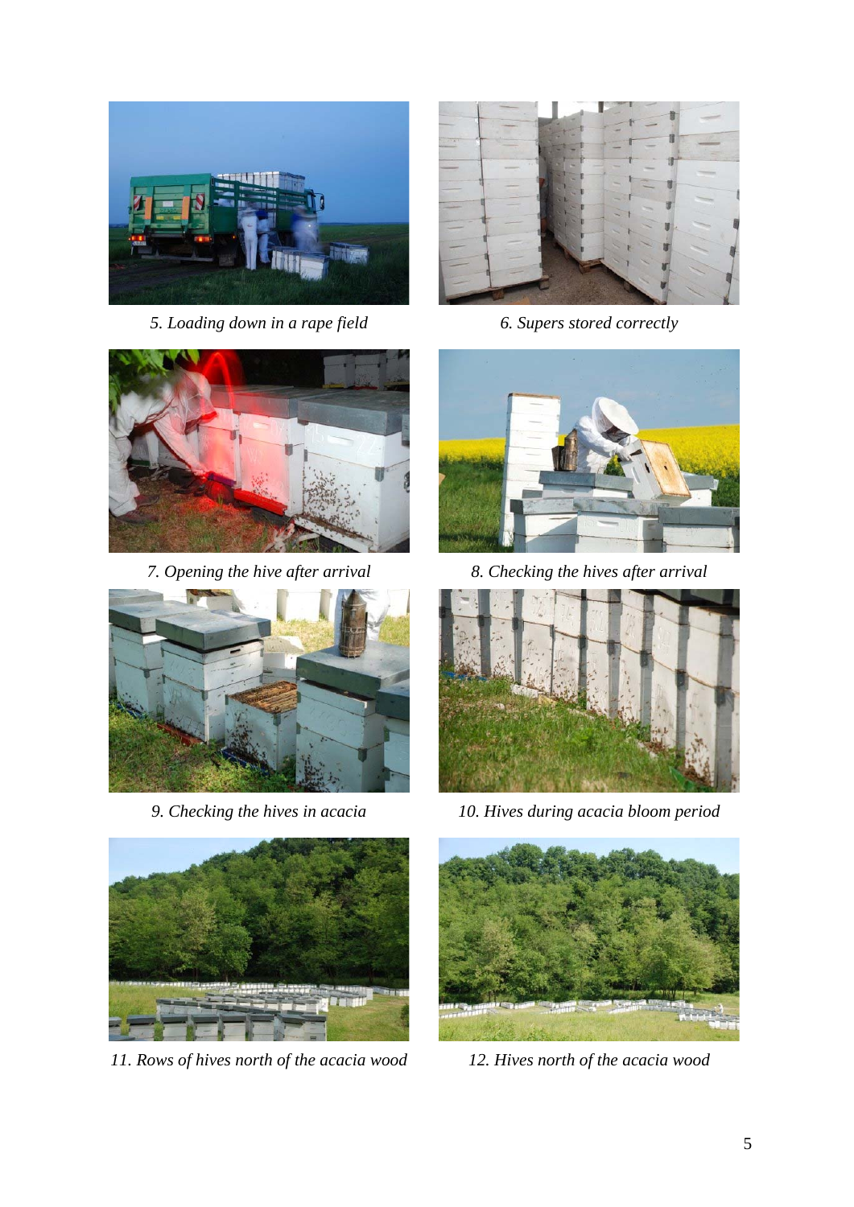*5. Loading down in a rape field*

*6. Supers stored correctly*

*7. Opening the hive after arrival*

*8. Checking the hives after arrival*

*9. Checking the hives in acacia*

*10. Hives during acacia bloom period*

*11. Rows of hives north of the acacia wood*

*12. Hives north of the acacia wood*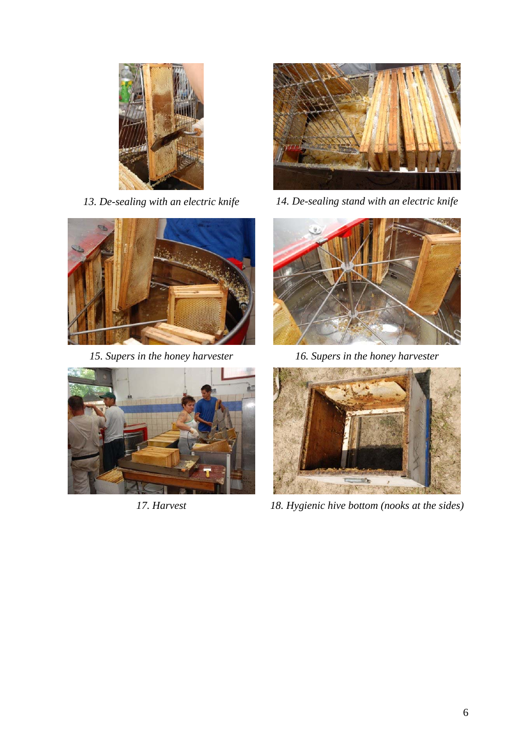*13. De-sealing with an electric knife*

*14. De-sealing stand with an electric knife*

*15. Supers in the honey harvester*

*16. Supers in the honey harvester*

*17. Harvest*

*18. Hygienic hive bottom (nooks at the sides)*